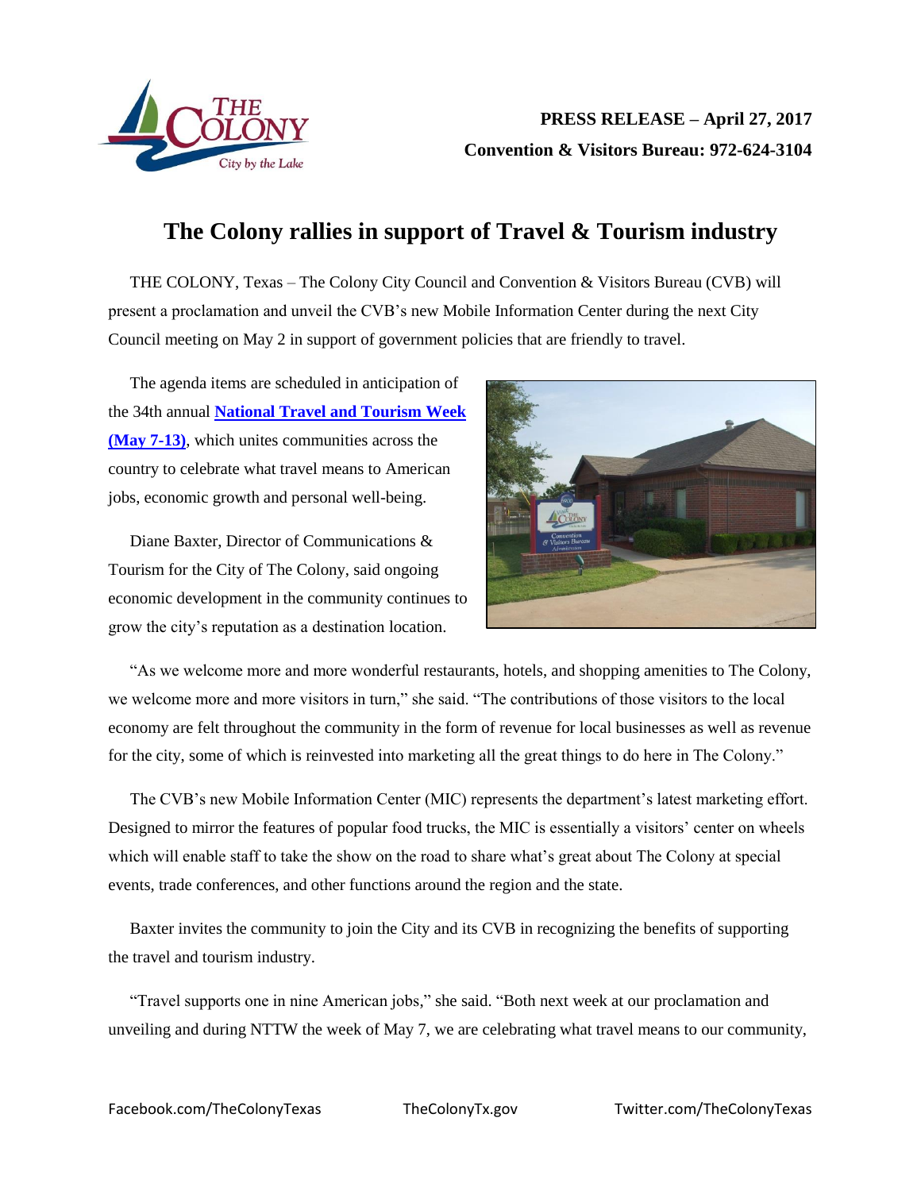**PRESS RELEASE – April 27, 2017**
**Convention & Visitors Bureau: 972-624-3104**

# The Colony rallies in support of Travel & Tourism industry

THE COLONY, Texas – The Colony City Council and Convention & Visitors Bureau (CVB) will present a proclamation and unveil the CVB's new Mobile Information Center during the next City Council meeting on May 2 in support of government policies that are friendly to travel.

The agenda items are scheduled in anticipation of the 34th annual **National Travel and Tourism Week (May 7-13)**, which unites communities across the country to celebrate what travel means to American jobs, economic growth and personal well-being.

Diane Baxter, Director of Communications & Tourism for the City of The Colony, said ongoing economic development in the community continues to grow the city's reputation as a destination location.

"As we welcome more and more wonderful restaurants, hotels, and shopping amenities to The Colony, we welcome more and more visitors in turn," she said. "The contributions of those visitors to the local economy are felt throughout the community in the form of revenue for local businesses as well as revenue for the city, some of which is reinvested into marketing all the great things to do here in The Colony."

The CVB's new Mobile Information Center (MIC) represents the department's latest marketing effort. Designed to mirror the features of popular food trucks, the MIC is essentially a visitors' center on wheels which will enable staff to take the show on the road to share what's great about The Colony at special events, trade conferences, and other functions around the region and the state.

Baxter invites the community to join the City and its CVB in recognizing the benefits of supporting the travel and tourism industry.

"Travel supports one in nine American jobs," she said. "Both next week at our proclamation and unveiling and during NTTW the week of May 7, we are celebrating what travel means to our community,

Facebook.com/TheColonyTexas TheColonyTx.gov Twitter.com/TheColonyTexas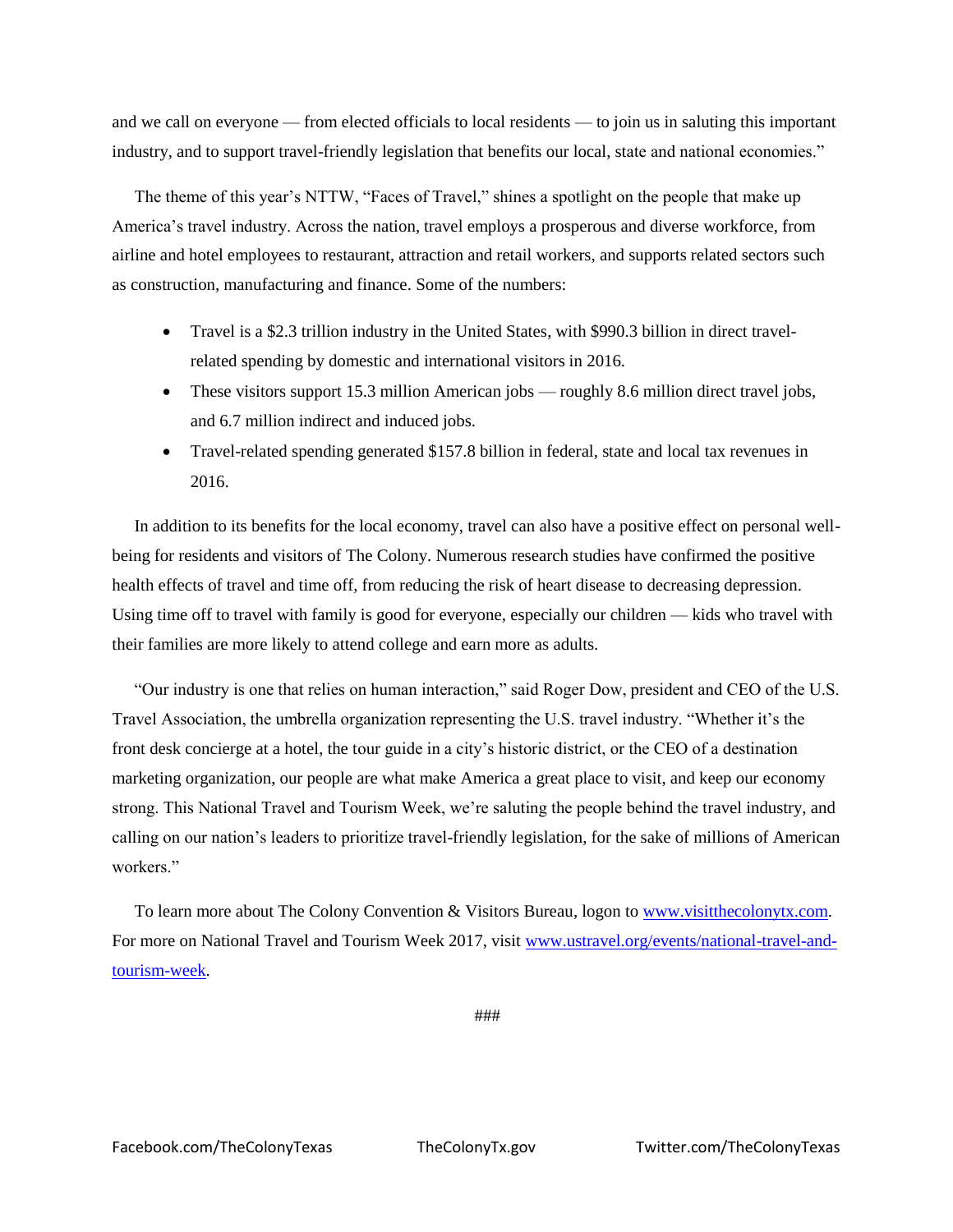and we call on everyone — from elected officials to local residents — to join us in saluting this important industry, and to support travel-friendly legislation that benefits our local, state and national economies."

The theme of this year's NTTW, "Faces of Travel," shines a spotlight on the people that make up America's travel industry. Across the nation, travel employs a prosperous and diverse workforce, from airline and hotel employees to restaurant, attraction and retail workers, and supports related sectors such as construction, manufacturing and finance. Some of the numbers:

- Travel is a $2.3 trillion industry in the United States, with $990.3 billion in direct travel-related spending by domestic and international visitors in 2016.
- These visitors support 15.3 million American jobs — roughly 8.6 million direct travel jobs, and 6.7 million indirect and induced jobs.
- Travel-related spending generated $157.8 billion in federal, state and local tax revenues in 2016.

In addition to its benefits for the local economy, travel can also have a positive effect on personal well-being for residents and visitors of The Colony. Numerous research studies have confirmed the positive health effects of travel and time off, from reducing the risk of heart disease to decreasing depression. Using time off to travel with family is good for everyone, especially our children — kids who travel with their families are more likely to attend college and earn more as adults.

"Our industry is one that relies on human interaction," said Roger Dow, president and CEO of the U.S. Travel Association, the umbrella organization representing the U.S. travel industry. "Whether it's the front desk concierge at a hotel, the tour guide in a city's historic district, or the CEO of a destination marketing organization, our people are what make America a great place to visit, and keep our economy strong. This National Travel and Tourism Week, we're saluting the people behind the travel industry, and calling on our nation's leaders to prioritize travel-friendly legislation, for the sake of millions of American workers."

To learn more about The Colony Convention & Visitors Bureau, logon to www.visitthecolonytx.com. For more on National Travel and Tourism Week 2017, visit www.ustravel.org/events/national-travel-and-tourism-week.

###